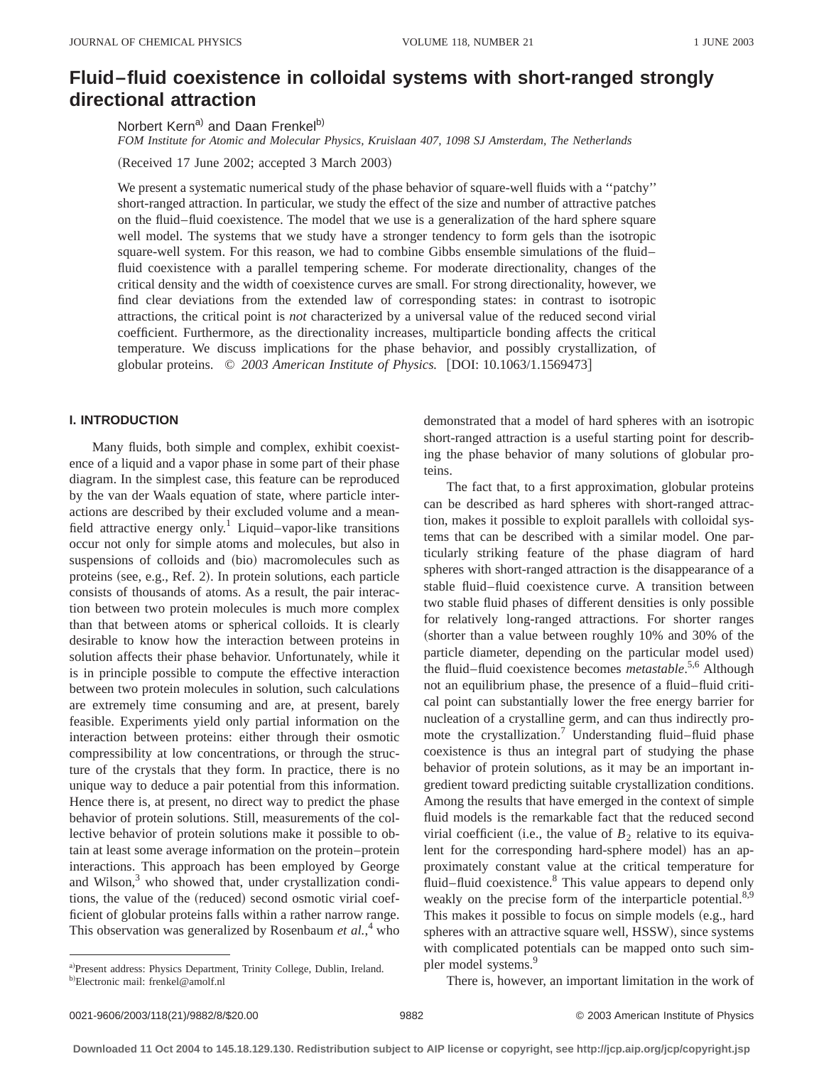# Fluid–fluid coexistence in colloidal systems with short-ranged strongly directional attraction

Norbert Kern[a] and Daan Frenkel[b]

*FOM Institute for Atomic and Molecular Physics, Kruislaan 407, 1098 SJ Amsterdam, The Netherlands*

(Received 17 June 2002; accepted 3 March 2003)

We present a systematic numerical study of the phase behavior of square-well fluids with a "patchy" short-ranged attraction. In particular, we study the effect of the size and number of attractive patches on the fluid–fluid coexistence. The model that we use is a generalization of the hard sphere square well model. The systems that we study have a stronger tendency to form gels than the isotropic square-well system. For this reason, we had to combine Gibbs ensemble simulations of the fluid–fluid coexistence with a parallel tempering scheme. For moderate directionality, changes of the critical density and the width of coexistence curves are small. For strong directionality, however, we find clear deviations from the extended law of corresponding states: in contrast to isotropic attractions, the critical point is *not* characterized by a universal value of the reduced second virial coefficient. Furthermore, as the directionality increases, multiparticle bonding affects the critical temperature. We discuss implications for the phase behavior, and possibly crystallization, of globular proteins. © *2003 American Institute of Physics.* [DOI: 10.1063/1.1569473]

## I. INTRODUCTION

Many fluids, both simple and complex, exhibit coexistence of a liquid and a vapor phase in some part of their phase diagram. In the simplest case, this feature can be reproduced by the van der Waals equation of state, where particle interactions are described by their excluded volume and a mean-field attractive energy only.[1] Liquid–vapor-like transitions occur not only for simple atoms and molecules, but also in suspensions of colloids and (bio) macromolecules such as proteins (see, e.g., Ref. 2). In protein solutions, each particle consists of thousands of atoms. As a result, the pair interaction between two protein molecules is much more complex than that between atoms or spherical colloids. It is clearly desirable to know how the interaction between proteins in solution affects their phase behavior. Unfortunately, while it is in principle possible to compute the effective interaction between two protein molecules in solution, such calculations are extremely time consuming and are, at present, barely feasible. Experiments yield only partial information on the interaction between proteins: either through their osmotic compressibility at low concentrations, or through the structure of the crystals that they form. In practice, there is no unique way to deduce a pair potential from this information. Hence there is, at present, no direct way to predict the phase behavior of protein solutions. Still, measurements of the collective behavior of protein solutions make it possible to obtain at least some average information on the protein–protein interactions. This approach has been employed by George and Wilson,[3] who showed that, under crystallization conditions, the value of the (reduced) second osmotic virial coefficient of globular proteins falls within a rather narrow range. This observation was generalized by Rosenbaum *et al.*,[4] who demonstrated that a model of hard spheres with an isotropic short-ranged attraction is a useful starting point for describing the phase behavior of many solutions of globular proteins.

The fact that, to a first approximation, globular proteins can be described as hard spheres with short-ranged attraction, makes it possible to exploit parallels with colloidal systems that can be described with a similar model. One particularly striking feature of the phase diagram of hard spheres with short-ranged attraction is the disappearance of a stable fluid–fluid coexistence curve. A transition between two stable fluid phases of different densities is only possible for relatively long-ranged attractions. For shorter ranges (shorter than a value between roughly 10% and 30% of the particle diameter, depending on the particular model used) the fluid–fluid coexistence becomes *metastable*.[5,6] Although not an equilibrium phase, the presence of a fluid–fluid critical point can substantially lower the free energy barrier for nucleation of a crystalline germ, and can thus indirectly promote the crystallization.[7] Understanding fluid–fluid phase coexistence is thus an integral part of studying the phase behavior of protein solutions, as it may be an important ingredient toward predicting suitable crystallization conditions. Among the results that have emerged in the context of simple fluid models is the remarkable fact that the reduced second virial coefficient (i.e., the value of $B_2$ relative to its equivalent for the corresponding hard-sphere model) has an approximately constant value at the critical temperature for fluid–fluid coexistence.[8] This value appears to depend only weakly on the precise form of the interparticle potential.[8,9] This makes it possible to focus on simple models (e.g., hard spheres with an attractive square well, HSSW), since systems with complicated potentials can be mapped onto such simpler model systems.[9]

There is, however, an important limitation in the work of

---

[a]Present address: Physics Department, Trinity College, Dublin, Ireland.

[b]Electronic mail: frenkel@amolf.nl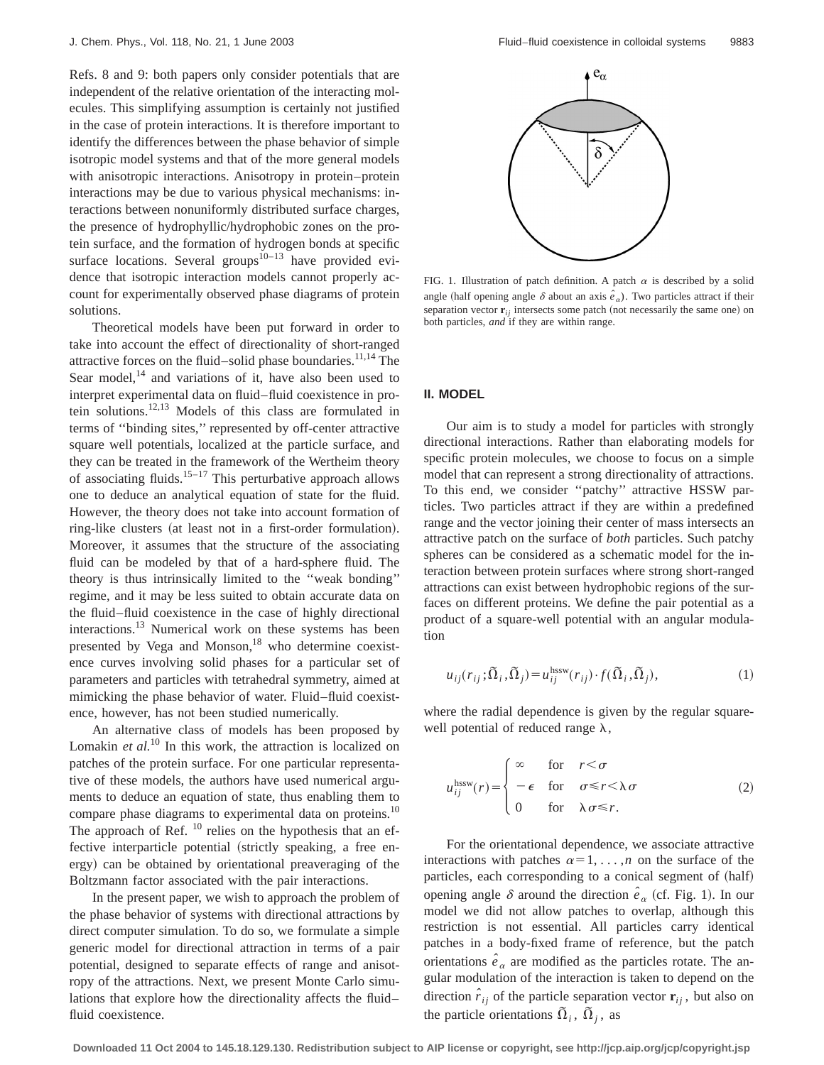Refs. 8 and 9: both papers only consider potentials that are independent of the relative orientation of the interacting molecules. This simplifying assumption is certainly not justified in the case of protein interactions. It is therefore important to identify the differences between the phase behavior of simple isotropic model systems and that of the more general models with anisotropic interactions. Anisotropy in protein–protein interactions may be due to various physical mechanisms: interactions between nonuniformly distributed surface charges, the presence of hydrophyllic/hydrophobic zones on the protein surface, and the formation of hydrogen bonds at specific surface locations. Several groups[10–13] have provided evidence that isotropic interaction models cannot properly account for experimentally observed phase diagrams of protein solutions.

Theoretical models have been put forward in order to take into account the effect of directionality of short-ranged attractive forces on the fluid–solid phase boundaries.[11,14] The Sear model,[14] and variations of it, have also been used to interpret experimental data on fluid–fluid coexistence in protein solutions.[12,13] Models of this class are formulated in terms of ''binding sites,'' represented by off-center attractive square well potentials, localized at the particle surface, and they can be treated in the framework of the Wertheim theory of associating fluids.[15–17] This perturbative approach allows one to deduce an analytical equation of state for the fluid. However, the theory does not take into account formation of ring-like clusters (at least not in a first-order formulation). Moreover, it assumes that the structure of the associating fluid can be modeled by that of a hard-sphere fluid. The theory is thus intrinsically limited to the ''weak bonding'' regime, and it may be less suited to obtain accurate data on the fluid–fluid coexistence in the case of highly directional interactions.[13] Numerical work on these systems has been presented by Vega and Monson,[18] who determine coexistence curves involving solid phases for a particular set of parameters and particles with tetrahedral symmetry, aimed at mimicking the phase behavior of water. Fluid–fluid coexistence, however, has not been studied numerically.

An alternative class of models has been proposed by Lomakin *et al.*[10] In this work, the attraction is localized on patches of the protein surface. For one particular representative of these models, the authors have used numerical arguments to deduce an equation of state, thus enabling them to compare phase diagrams to experimental data on proteins.[10] The approach of Ref. 10 relies on the hypothesis that an effective interparticle potential (strictly speaking, a free energy) can be obtained by orientational preaveraging of the Boltzmann factor associated with the pair interactions.

In the present paper, we wish to approach the problem of the phase behavior of systems with directional attractions by direct computer simulation. To do so, we formulate a simple generic model for directional attraction in terms of a pair potential, designed to separate effects of range and anisotropy of the attractions. Next, we present Monte Carlo simulations that explore how the directionality affects the fluid–fluid coexistence.

FIG. 1. Illustration of patch definition. A patch $\alpha$ is described by a solid angle (half opening angle $\delta$ about an axis $\hat{e}_\alpha$). Two particles attract if their separation vector $\mathbf{r}_{ij}$ intersects some patch (not necessarily the same one) on both particles, *and* if they are within range.

## II. MODEL

Our aim is to study a model for particles with strongly directional interactions. Rather than elaborating models for specific protein molecules, we choose to focus on a simple model that can represent a strong directionality of attractions. To this end, we consider ''patchy'' attractive HSSW particles. Two particles attract if they are within a predefined range and the vector joining their center of mass intersects an attractive patch on the surface of *both* particles. Such patchy spheres can be considered as a schematic model for the interaction between protein surfaces where strong short-ranged attractions can exist between hydrophobic regions of the surfaces on different proteins. We define the pair potential as a product of a square-well potential with an angular modulation

$$u_{ij}(r_{ij};\tilde{\Omega}_i,\tilde{\Omega}_j)=u_{ij}^{\mathrm{hssw}}(r_{ij})\cdot f(\tilde{\Omega}_i,\tilde{\Omega}_j), \tag{1}$$

where the radial dependence is given by the regular square-well potential of reduced range $\lambda$,

$$u_{ij}^{\mathrm{hssw}}(r)=\begin{cases}\infty & \text{for} \quad r<\sigma\\ -\epsilon & \text{for} \quad \sigma\leqslant r<\lambda\sigma\\ 0 & \text{for} \quad \lambda\sigma\leqslant r.\end{cases} \tag{2}$$

For the orientational dependence, we associate attractive interactions with patches $\alpha=1,\ldots,n$ on the surface of the particles, each corresponding to a conical segment of (half) opening angle $\delta$ around the direction $\hat{e}_\alpha$ (cf. Fig. 1). In our model we did not allow patches to overlap, although this restriction is not essential. All particles carry identical patches in a body-fixed frame of reference, but the patch orientations $\hat{e}_\alpha$ are modified as the particles rotate. The angular modulation of the interaction is taken to depend on the direction $\hat{r}_{ij}$ of the particle separation vector $\mathbf{r}_{ij}$, but also on the particle orientations $\tilde{\Omega}_i$, $\tilde{\Omega}_j$, as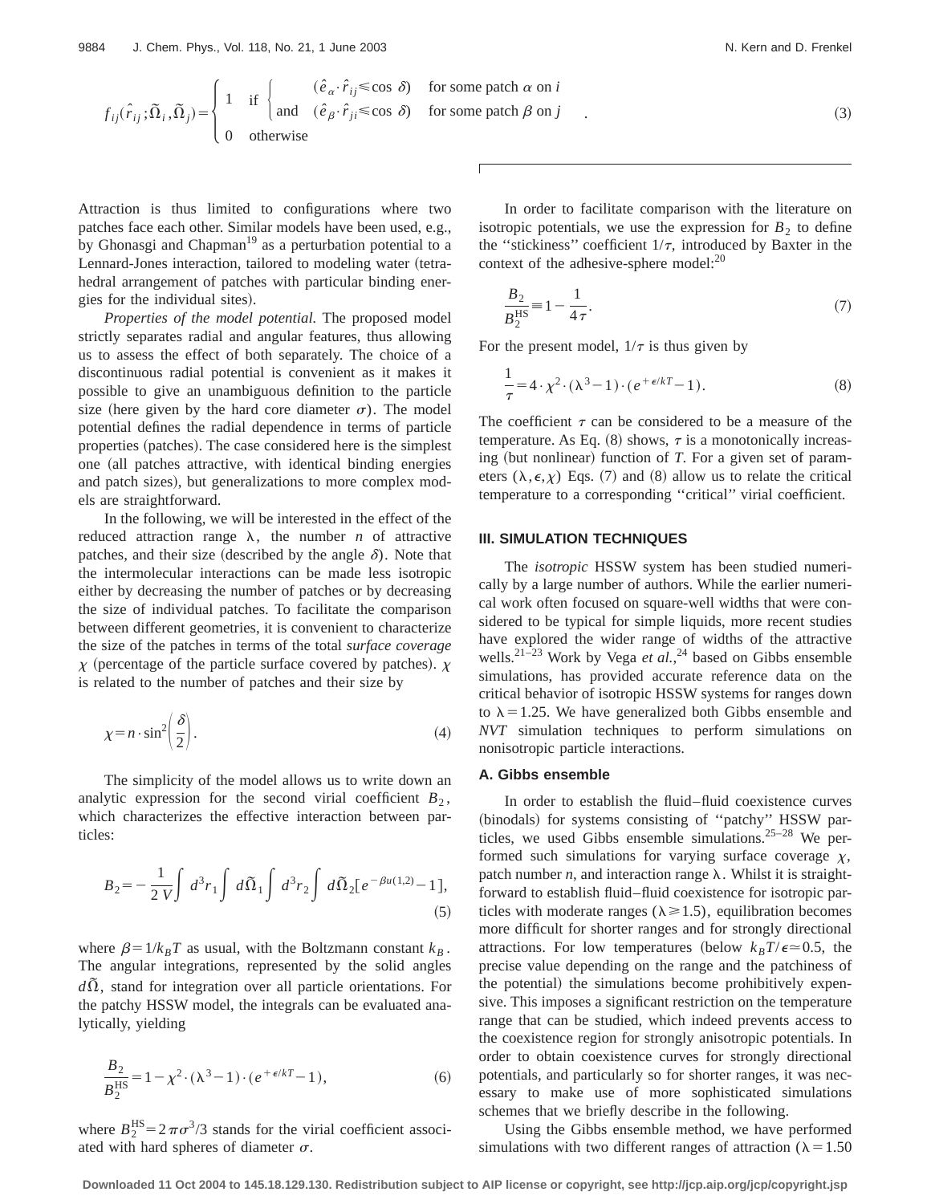$$
f_{ij}(\hat{r}_{ij};\tilde{\Omega}_i,\tilde{\Omega}_j)=\begin{cases} 1 & \text{if } \begin{cases} (\hat{e}_\alpha \cdot \hat{r}_{ij} \leqslant \cos\,\delta) & \text{for some patch } \alpha \text{ on } i \\ \text{and} \quad (\hat{e}_\beta \cdot \hat{r}_{ji} \leqslant \cos\,\delta) & \text{for some patch } \beta \text{ on } j \end{cases} \\ 0 & \text{otherwise} \end{cases} \quad . \tag{3}
$$

Attraction is thus limited to configurations where two patches face each other. Similar models have been used, e.g., by Ghonasgi and Chapman[19] as a perturbation potential to a Lennard-Jones interaction, tailored to modeling water (tetrahedral arrangement of patches with particular binding energies for the individual sites).

*Properties of the model potential.* The proposed model strictly separates radial and angular features, thus allowing us to assess the effect of both separately. The choice of a discontinuous radial potential is convenient as it makes it possible to give an unambiguous definition to the particle size (here given by the hard core diameter $\sigma$). The model potential defines the radial dependence in terms of particle properties (patches). The case considered here is the simplest one (all patches attractive, with identical binding energies and patch sizes), but generalizations to more complex models are straightforward.

In the following, we will be interested in the effect of the reduced attraction range $\lambda$, the number $n$ of attractive patches, and their size (described by the angle $\delta$). Note that the intermolecular interactions can be made less isotropic either by decreasing the number of patches or by decreasing the size of individual patches. To facilitate the comparison between different geometries, it is convenient to characterize the size of the patches in terms of the total *surface coverage* $\chi$ (percentage of the particle surface covered by patches). $\chi$ is related to the number of patches and their size by

$$
\chi = n \cdot \sin^2\left(\frac{\delta}{2}\right). \tag{4}
$$

The simplicity of the model allows us to write down an analytic expression for the second virial coefficient $B_2$, which characterizes the effective interaction between particles:

$$
B_2 = -\frac{1}{2\,V}\int d^3r_1 \int d\tilde{\Omega}_1 \int d^3r_2 \int d\tilde{\Omega}_2 [e^{-\beta u(1,2)}-1], \tag{5}
$$

where $\beta = 1/k_BT$ as usual, with the Boltzmann constant $k_B$. The angular integrations, represented by the solid angles $d\tilde{\Omega}$, stand for integration over all particle orientations. For the patchy HSSW model, the integrals can be evaluated analytically, yielding

$$
\frac{B_2}{B_2^{\mathrm{HS}}} = 1 - \chi^2 \cdot (\lambda^3 - 1) \cdot (e^{+\epsilon/kT} - 1), \tag{6}
$$

where $B_2^{\mathrm{HS}} = 2\pi\sigma^3/3$ stands for the virial coefficient associated with hard spheres of diameter $\sigma$.

In order to facilitate comparison with the literature on isotropic potentials, we use the expression for $B_2$ to define the "stickiness" coefficient $1/\tau$, introduced by Baxter in the context of the adhesive-sphere model:[20]

$$
\frac{B_2}{B_2^{\mathrm{HS}}} \equiv 1 - \frac{1}{4\tau}. \tag{7}
$$

For the present model, $1/\tau$ is thus given by

$$
\frac{1}{\tau} = 4 \cdot \chi^2 \cdot (\lambda^3 - 1) \cdot (e^{+\epsilon/kT} - 1). \tag{8}
$$

The coefficient $\tau$ can be considered to be a measure of the temperature. As Eq. (8) shows, $\tau$ is a monotonically increasing (but nonlinear) function of $T$. For a given set of parameters $(\lambda, \epsilon, \chi)$ Eqs. (7) and (8) allow us to relate the critical temperature to a corresponding "critical" virial coefficient.

## III. SIMULATION TECHNIQUES

The *isotropic* HSSW system has been studied numerically by a large number of authors. While the earlier numerical work often focused on square-well widths that were considered to be typical for simple liquids, more recent studies have explored the wider range of widths of the attractive wells.[21–23] Work by Vega *et al.*,[24] based on Gibbs ensemble simulations, has provided accurate reference data on the critical behavior of isotropic HSSW systems for ranges down to $\lambda = 1.25$. We have generalized both Gibbs ensemble and *NVT* simulation techniques to perform simulations on nonisotropic particle interactions.

### A. Gibbs ensemble

In order to establish the fluid–fluid coexistence curves (binodals) for systems consisting of "patchy" HSSW particles, we used Gibbs ensemble simulations.[25–28] We performed such simulations for varying surface coverage $\chi$, patch number $n$, and interaction range $\lambda$. Whilst it is straightforward to establish fluid–fluid coexistence for isotropic particles with moderate ranges ($\lambda \geqslant 1.5$), equilibration becomes more difficult for shorter ranges and for strongly directional attractions. For low temperatures (below $k_BT/\epsilon \simeq 0.5$, the precise value depending on the range and the patchiness of the potential) the simulations become prohibitively expensive. This imposes a significant restriction on the temperature range that can be studied, which indeed prevents access to the coexistence region for strongly anisotropic potentials. In order to obtain coexistence curves for strongly directional potentials, and particularly so for shorter ranges, it was necessary to make use of more sophisticated simulations schemes that we briefly describe in the following.

Using the Gibbs ensemble method, we have performed simulations with two different ranges of attraction ($\lambda = 1.50$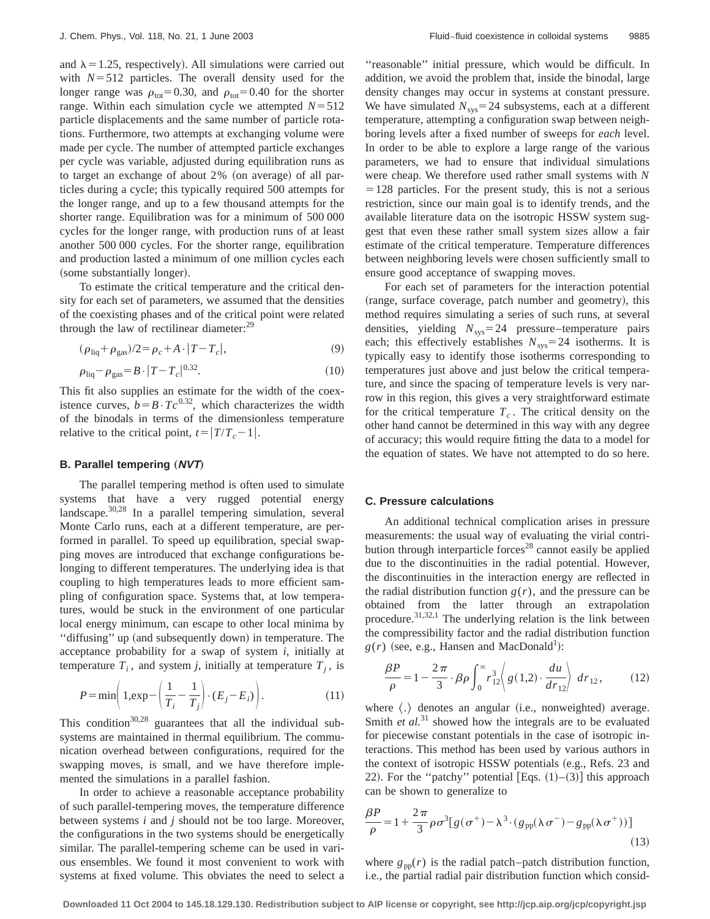and $\lambda = 1.25$, respectively). All simulations were carried out with $N = 512$ particles. The overall density used for the longer range was $\rho_{tot} = 0.30$, and $\rho_{tot} = 0.40$ for the shorter range. Within each simulation cycle we attempted $N = 512$ particle displacements and the same number of particle rotations. Furthermore, two attempts at exchanging volume were made per cycle. The number of attempted particle exchanges per cycle was variable, adjusted during equilibration runs as to target an exchange of about 2% (on average) of all particles during a cycle; this typically required 500 attempts for the longer range, and up to a few thousand attempts for the shorter range. Equilibration was for a minimum of 500 000 cycles for the longer range, with production runs of at least another 500 000 cycles. For the shorter range, equilibration and production lasted a minimum of one million cycles each (some substantially longer).

To estimate the critical temperature and the critical density for each set of parameters, we assumed that the densities of the coexisting phases and of the critical point were related through the law of rectilinear diameter:[29]

$$(\rho_{\text{liq}} + \rho_{\text{gas}})/2 = \rho_c + A \cdot |T - T_c|, \tag{9}$$

$$\rho_{\text{liq}} - \rho_{\text{gas}} = B \cdot |T - T_c|^{0.32}. \tag{10}$$

This fit also supplies an estimate for the width of the coexistence curves, $b = B \cdot Tc^{0.32}$, which characterizes the width of the binodals in terms of the dimensionless temperature relative to the critical point, $t = |T/T_c - 1|$.

### B. Parallel tempering (*NVT*)

The parallel tempering method is often used to simulate systems that have a very rugged potential energy landscape.[30,28] In a parallel tempering simulation, several Monte Carlo runs, each at a different temperature, are performed in parallel. To speed up equilibration, special swapping moves are introduced that exchange configurations belonging to different temperatures. The underlying idea is that coupling to high temperatures leads to more efficient sampling of configuration space. Systems that, at low temperatures, would be stuck in the environment of one particular local energy minimum, can escape to other local minima by "diffusing" up (and subsequently down) in temperature. The acceptance probability for a swap of system $i$, initially at temperature $T_i$, and system $j$, initially at temperature $T_j$, is

$$P = \min\left(1, \exp - \left(\frac{1}{T_i} - \frac{1}{T_j}\right) \cdot (E_j - E_i)\right). \tag{11}$$

This condition[30,28] guarantees that all the individual subsystems are maintained in thermal equilibrium. The communication overhead between configurations, required for the swapping moves, is small, and we have therefore implemented the simulations in a parallel fashion.

In order to achieve a reasonable acceptance probability of such parallel-tempering moves, the temperature difference between systems $i$ and $j$ should not be too large. Moreover, the configurations in the two systems should be energetically similar. The parallel-tempering scheme can be used in various ensembles. We found it most convenient to work with systems at fixed volume. This obviates the need to select a "reasonable" initial pressure, which would be difficult. In addition, we avoid the problem that, inside the binodal, large density changes may occur in systems at constant pressure. We have simulated $N_{sys} = 24$ subsystems, each at a different temperature, attempting a configuration swap between neighboring levels after a fixed number of sweeps for *each* level. In order to be able to explore a large range of the various parameters, we had to ensure that individual simulations were cheap. We therefore used rather small systems with $N = 128$ particles. For the present study, this is not a serious restriction, since our main goal is to identify trends, and the available literature data on the isotropic HSSW system suggest that even these rather small system sizes allow a fair estimate of the critical temperature. Temperature differences between neighboring levels were chosen sufficiently small to ensure good acceptance of swapping moves.

For each set of parameters for the interaction potential (range, surface coverage, patch number and geometry), this method requires simulating a series of such runs, at several densities, yielding $N_{sys} = 24$ pressure–temperature pairs each; this effectively establishes $N_{sys} = 24$ isotherms. It is typically easy to identify those isotherms corresponding to temperatures just above and just below the critical temperature, and since the spacing of temperature levels is very narrow in this region, this gives a very straightforward estimate for the critical temperature $T_c$. The critical density on the other hand cannot be determined in this way with any degree of accuracy; this would require fitting the data to a model for the equation of states. We have not attempted to do so here.

### C. Pressure calculations

An additional technical complication arises in pressure measurements: the usual way of evaluating the virial contribution through interparticle forces[28] cannot easily be applied due to the discontinuities in the radial potential. However, the discontinuities in the interaction energy are reflected in the radial distribution function $g(r)$, and the pressure can be obtained from the latter through an extrapolation procedure.[31,32,1] The underlying relation is the link between the compressibility factor and the radial distribution function $g(r)$ (see, e.g., Hansen and MacDonald[1]):

$$\frac{\beta P}{\rho} = 1 - \frac{2\pi}{3} \cdot \beta\rho \int_0^\infty r_{12}^3 \left\langle g(1,2) \cdot \frac{du}{dr_{12}} \right\rangle \, dr_{12}, \tag{12}$$

where $\langle . \rangle$ denotes an angular (i.e., nonweighted) average. Smith *et al.*[31] showed how the integrals are to be evaluated for piecewise constant potentials in the case of isotropic interactions. This method has been used by various authors in the context of isotropic HSSW potentials (e.g., Refs. 23 and 22). For the "patchy" potential [Eqs. (1)–(3)] this approach can be shown to generalize to

$$\frac{\beta P}{\rho} = 1 + \frac{2\pi}{3}\rho\sigma^3 [g(\sigma^+) - \lambda^3 \cdot (g_{\text{pp}}(\lambda\sigma^-) - g_{\text{pp}}(\lambda\sigma^+))] \tag{13}$$

where $g_{\text{pp}}(r)$ is the radial patch–patch distribution function, i.e., the partial radial pair distribution function which consid-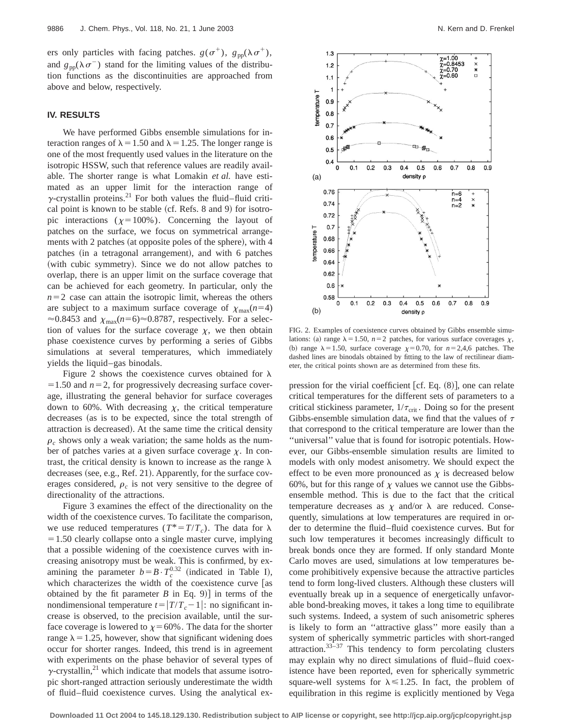ers only particles with facing patches. $g(\sigma^+)$, $g_{pp}(\lambda\sigma^+)$, and $g_{pp}(\lambda\sigma^-)$ stand for the limiting values of the distribution functions as the discontinuities are approached from above and below, respectively.

## IV. RESULTS

We have performed Gibbs ensemble simulations for interaction ranges of $\lambda=1.50$ and $\lambda=1.25$. The longer range is one of the most frequently used values in the literature on the isotropic HSSW, such that reference values are readily available. The shorter range is what Lomakin *et al.* have estimated as an upper limit for the interaction range of $\gamma$-crystallin proteins.[21] For both values the fluid–fluid critical point is known to be stable (cf. Refs. 8 and 9) for isotropic interactions ($\chi=100\%$). Concerning the layout of patches on the surface, we focus on symmetrical arrangements with 2 patches (at opposite poles of the sphere), with 4 patches (in a tetragonal arrangement), and with 6 patches (with cubic symmetry). Since we do not allow patches to overlap, there is an upper limit on the surface coverage that can be achieved for each geometry. In particular, only the $n=2$ case can attain the isotropic limit, whereas the others are subject to a maximum surface coverage of $\chi_{\max}(n=4)\approx 0.8453$ and $\chi_{\max}(n=6)\approx 0.8787$, respectively. For a selection of values for the surface coverage $\chi$, we then obtain phase coexistence curves by performing a series of Gibbs simulations at several temperatures, which immediately yields the liquid–gas binodals.

Figure 2 shows the coexistence curves obtained for $\lambda=1.50$ and $n=2$, for progressively decreasing surface coverage, illustrating the general behavior for surface coverages down to 60%. With decreasing $\chi$, the critical temperature decreases (as is to be expected, since the total strength of attraction is decreased). At the same time the critical density $\rho_c$ shows only a weak variation; the same holds as the number of patches varies at a given surface coverage $\chi$. In contrast, the critical density is known to increase as the range $\lambda$ decreases (see, e.g., Ref. 21). Apparently, for the surface coverages considered, $\rho_c$ is not very sensitive to the degree of directionality of the attractions.

Figure 3 examines the effect of the directionality on the width of the coexistence curves. To facilitate the comparison, we use reduced temperatures ($T^*=T/T_c$). The data for $\lambda=1.50$ clearly collapse onto a single master curve, implying that a possible widening of the coexistence curves with increasing anisotropy must be weak. This is confirmed, by examining the parameter $b=B\cdot T_c^{0.32}$ (indicated in Table I), which characterizes the width of the coexistence curve [as obtained by the fit parameter $B$ in Eq. 9)] in terms of the nondimensional temperature $t=|T/T_c-1|$: no significant increase is observed, to the precision available, until the surface coverage is lowered to $\chi=60\%$. The data for the shorter range $\lambda=1.25$, however, show that significant widening does occur for shorter ranges. Indeed, this trend is in agreement with experiments on the phase behavior of several types of $\gamma$-crystallin,[21] which indicate that models that assume isotropic short-ranged attraction seriously underestimate the width of fluid–fluid coexistence curves. Using the analytical expression for the virial coefficient [cf. Eq. (8)], one can relate critical temperatures for the different sets of parameters to a critical stickiness parameter, $1/\tau_{\text{crit}}$. Doing so for the present Gibbs-ensemble simulation data, we find that the values of $\tau$ that correspond to the critical temperature are lower than the "universal" value that is found for isotropic potentials. However, our Gibbs-ensemble simulation results are limited to models with only modest anisometry. We should expect the effect to be even more pronounced as $\chi$ is decreased below 60%, but for this range of $\chi$ values we cannot use the Gibbs-ensemble method. This is due to the fact that the critical temperature decreases as $\chi$ and/or $\lambda$ are reduced. Consequently, simulations at low temperatures are required in order to determine the fluid–fluid coexistence curves. But for such low temperatures it becomes increasingly difficult to break bonds once they are formed. If only standard Monte Carlo moves are used, simulations at low temperatures become prohibitively expensive because the attractive particles tend to form long-lived clusters. Although these clusters will eventually break up in a sequence of energetically unfavorable bond-breaking moves, it takes a long time to equilibrate such systems. Indeed, a system of such anisometric spheres is likely to form an "attractive glass" more easily than a system of spherically symmetric particles with short-ranged attraction.[33–37] This tendency to form percolating clusters may explain why no direct simulations of fluid–fluid coexistence have been reported, even for spherically symmetric square-well systems for $\lambda\leq 1.25$. In fact, the problem of equilibration in this regime is explicitly mentioned by Vega

FIG. 2. Examples of coexistence curves obtained by Gibbs ensemble simulations: (a) range $\lambda=1.50$, $n=2$ patches, for various surface coverages $\chi$, (b) range $\lambda=1.50$, surface coverage $\chi=0.70$, for $n=2,4,6$ patches. The dashed lines are binodals obtained by fitting to the law of rectilinear diameter, the critical points shown are as determined from these fits.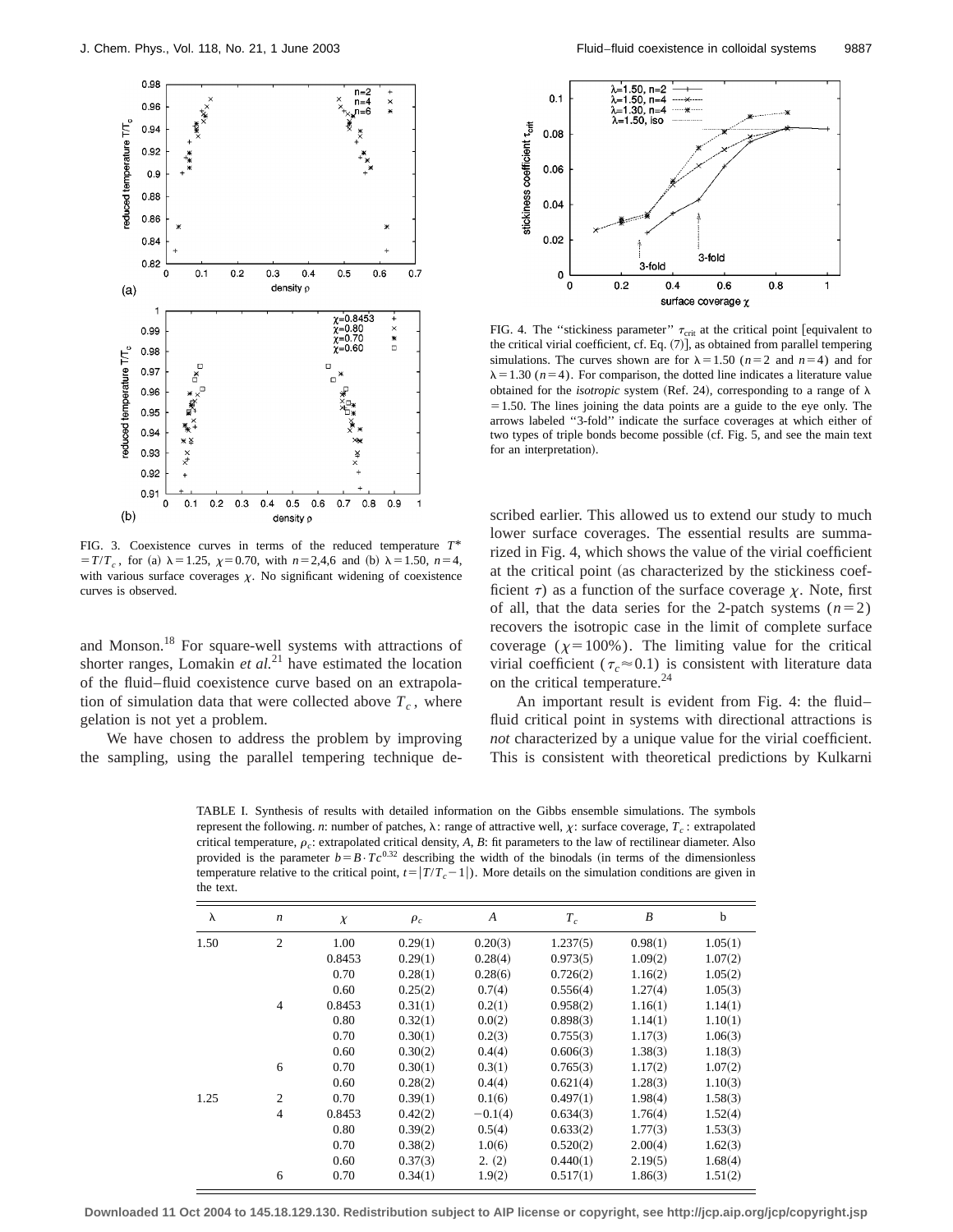FIG. 3. Coexistence curves in terms of the reduced temperature $T^* = T/T_c$, for (a) $\lambda = 1.25$, $\chi = 0.70$, with $n = 2,4,6$ and (b) $\lambda = 1.50$, $n = 4$, with various surface coverages $\chi$. No significant widening of coexistence curves is observed.

and Monson.[18] For square-well systems with attractions of shorter ranges, Lomakin *et al.*[21] have estimated the location of the fluid–fluid coexistence curve based on an extrapolation of simulation data that were collected above $T_c$, where gelation is not yet a problem.

We have chosen to address the problem by improving the sampling, using the parallel tempering technique described earlier. This allowed us to extend our study to much lower surface coverages. The essential results are summarized in Fig. 4, which shows the value of the virial coefficient at the critical point (as characterized by the stickiness coefficient $\tau$) as a function of the surface coverage $\chi$. Note, first of all, that the data series for the 2-patch systems ($n=2$) recovers the isotropic case in the limit of complete surface coverage ($\chi = 100\%$). The limiting value for the critical virial coefficient ($\tau_c \approx 0.1$) is consistent with literature data on the critical temperature.[24]

FIG. 4. The "stickiness parameter" $\tau_{\mathrm{crit}}$ at the critical point [equivalent to the critical virial coefficient, cf. Eq. (7)], as obtained from parallel tempering simulations. The curves shown are for $\lambda = 1.50$ ($n=2$ and $n=4$) and for $\lambda = 1.30$ ($n=4$). For comparison, the dotted line indicates a literature value obtained for the *isotropic* system (Ref. 24), corresponding to a range of $\lambda = 1.50$. The lines joining the data points are a guide to the eye only. The arrows labeled "3-fold" indicate the surface coverages at which either of two types of triple bonds become possible (cf. Fig. 5, and see the main text for an interpretation).

An important result is evident from Fig. 4: the fluid–fluid critical point in systems with directional attractions is *not* characterized by a unique value for the virial coefficient. This is consistent with theoretical predictions by Kulkarni

TABLE I. Synthesis of results with detailed information on the Gibbs ensemble simulations. The symbols represent the following. $n$: number of patches, $\lambda$: range of attractive well, $\chi$: surface coverage, $T_c$: extrapolated critical temperature, $\rho_c$: extrapolated critical density, $A$, $B$: fit parameters to the law of rectilinear diameter. Also provided is the parameter $b = B \cdot Tc^{0.32}$ describing the width of the binodals (in terms of the dimensionless temperature relative to the critical point, $t = |T/T_c - 1|$). More details on the simulation conditions are given in the text.

| $\lambda$ | $n$ | $\chi$ | $\rho_c$ | $A$ | $T_c$ | $B$ | b |
|---|---|---|---|---|---|---|---|
| 1.50 | 2 | 1.00 | 0.29(1) | 0.20(3) | 1.237(5) | 0.98(1) | 1.05(1) |
| | | 0.8453 | 0.29(1) | 0.28(4) | 0.973(5) | 1.09(2) | 1.07(2) |
| | | 0.70 | 0.28(1) | 0.28(6) | 0.726(2) | 1.16(2) | 1.05(2) |
| | | 0.60 | 0.25(2) | 0.7(4) | 0.556(4) | 1.27(4) | 1.05(3) |
| | 4 | 0.8453 | 0.31(1) | 0.2(1) | 0.958(2) | 1.16(1) | 1.14(1) |
| | | 0.80 | 0.32(1) | 0.0(2) | 0.898(3) | 1.14(1) | 1.10(1) |
| | | 0.70 | 0.30(1) | 0.2(3) | 0.755(3) | 1.17(3) | 1.06(3) |
| | | 0.60 | 0.30(2) | 0.4(4) | 0.606(3) | 1.38(3) | 1.18(3) |
| | 6 | 0.70 | 0.30(1) | 0.3(1) | 0.765(3) | 1.17(2) | 1.07(2) |
| | | 0.60 | 0.28(2) | 0.4(4) | 0.621(4) | 1.28(3) | 1.10(3) |
| 1.25 | 2 | 0.70 | 0.39(1) | 0.1(6) | 0.497(1) | 1.98(4) | 1.58(3) |
| | 4 | 0.8453 | 0.42(2) | −0.1(4) | 0.634(3) | 1.76(4) | 1.52(4) |
| | | 0.80 | 0.39(2) | 0.5(4) | 0.633(2) | 1.77(3) | 1.53(3) |
| | | 0.70 | 0.38(2) | 1.0(6) | 0.520(2) | 2.00(4) | 1.62(3) |
| | | 0.60 | 0.37(3) | 2. (2) | 0.440(1) | 2.19(5) | 1.68(4) |
| | 6 | 0.70 | 0.34(1) | 1.9(2) | 0.517(1) | 1.86(3) | 1.51(2) |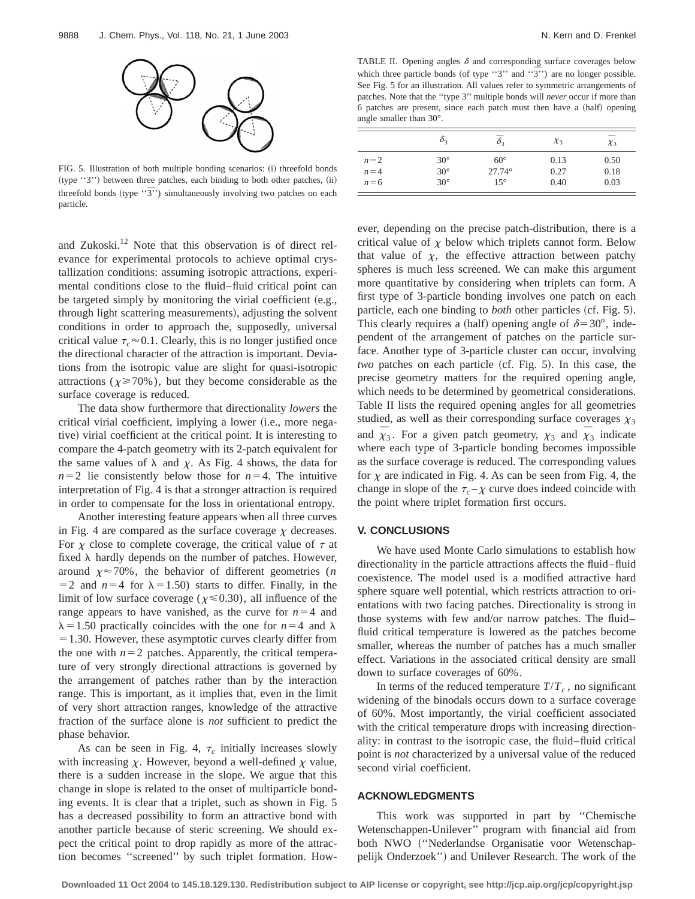FIG. 5. Illustration of both multiple bonding scenarios: (i) threefold bonds (type ''3'') between three patches, each binding to both other patches, (ii) threefold bonds (type ''$\overline{3}$'') simultaneously involving two patches on each particle.

and Zukoski.[12] Note that this observation is of direct relevance for experimental protocols to achieve optimal crystallization conditions: assuming isotropic attractions, experimental conditions close to the fluid–fluid critical point can be targeted simply by monitoring the virial coefficient (e.g., through light scattering measurements), adjusting the solvent conditions in order to approach the, supposedly, universal critical value $\tau_c \approx 0.1$. Clearly, this is no longer justified once the directional character of the attraction is important. Deviations from the isotropic value are slight for quasi-isotropic attractions ($\chi \geqslant 70\%$), but they become considerable as the surface coverage is reduced.

The data show furthermore that directionality *lowers* the critical virial coefficient, implying a lower (i.e., more negative) virial coefficient at the critical point. It is interesting to compare the 4-patch geometry with its 2-patch equivalent for the same values of $\lambda$ and $\chi$. As Fig. 4 shows, the data for $n=2$ lie consistently below those for $n=4$. The intuitive interpretation of Fig. 4 is that a stronger attraction is required in order to compensate for the loss in orientational entropy.

Another interesting feature appears when all three curves in Fig. 4 are compared as the surface coverage $\chi$ decreases. For $\chi$ close to complete coverage, the critical value of $\tau$ at fixed $\lambda$ hardly depends on the number of patches. However, around $\chi \approx 70\%$, the behavior of different geometries ($n=2$ and $n=4$ for $\lambda=1.50$) starts to differ. Finally, in the limit of low surface coverage ($\chi \leqslant 0.30$), all influence of the range appears to have vanished, as the curve for $n=4$ and $\lambda=1.50$ practically coincides with the one for $n=4$ and $\lambda=1.30$. However, these asymptotic curves clearly differ from the one with $n=2$ patches. Apparently, the critical temperature of very strongly directional attractions is governed by the arrangement of patches rather than by the interaction range. This is important, as it implies that, even in the limit of very short attraction ranges, knowledge of the attractive fraction of the surface alone is *not* sufficient to predict the phase behavior.

As can be seen in Fig. 4, $\tau_c$ initially increases slowly with increasing $\chi$. However, beyond a well-defined $\chi$ value, there is a sudden increase in the slope. We argue that this change in slope is related to the onset of multiparticle bonding events. It is clear that a triplet, such as shown in Fig. 5 has a decreased possibility to form an attractive bond with another particle because of steric screening. We should expect the critical point to drop rapidly as more of the attraction becomes ''screened'' by such triplet formation. However, depending on the precise patch-distribution, there is a critical value of $\chi$ below which triplets cannot form. Below that value of $\chi$, the effective attraction between patchy spheres is much less screened. We can make this argument more quantitative by considering when triplets can form. A first type of 3-particle bonding involves one patch on each particle, each one binding to *both* other particles (cf. Fig. 5). This clearly requires a (half) opening angle of $\delta = 30^o$, independent of the arrangement of patches on the particle surface. Another type of 3-particle cluster can occur, involving *two* patches on each particle (cf. Fig. 5). In this case, the precise geometry matters for the required opening angle, which needs to be determined by geometrical considerations. Table II lists the required opening angles for all geometries studied, as well as their corresponding surface coverages $\chi_3$ and $\overline{\chi}_3$. For a given patch geometry, $\chi_3$ and $\overline{\chi}_3$ indicate where each type of 3-particle bonding becomes impossible as the surface coverage is reduced. The corresponding values for $\chi$ are indicated in Fig. 4. As can be seen from Fig. 4, the change in slope of the $\tau_c - \chi$ curve does indeed coincide with the point where triplet formation first occurs.

TABLE II. Opening angles $\delta$ and corresponding surface coverages below which three particle bonds (of type ''3'' and ''$\overline{3}$'') are no longer possible. See Fig. 5 for an illustration. All values refer to symmetric arrangements of patches. Note that the ''type 3'' multiple bonds will *never* occur if more than 6 patches are present, since each patch must then have a (half) opening angle smaller than 30°.

| | $\delta_3$ | $\overline{\delta}_3$ | $\chi_3$ | $\overline{\chi}_3$ |
|---|---|---|---|---|
| $n=2$ | 30° | 60° | 0.13 | 0.50 |
| $n=4$ | 30° | 27.74° | 0.27 | 0.18 |
| $n=6$ | 30° | 15° | 0.40 | 0.03 |

## V. CONCLUSIONS

We have used Monte Carlo simulations to establish how directionality in the particle attractions affects the fluid–fluid coexistence. The model used is a modified attractive hard sphere square well potential, which restricts attraction to orientations with two facing patches. Directionality is strong in those systems with few and/or narrow patches. The fluid–fluid critical temperature is lowered as the patches become smaller, whereas the number of patches has a much smaller effect. Variations in the associated critical density are small down to surface coverages of 60%.

In terms of the reduced temperature $T/T_c$, no significant widening of the binodals occurs down to a surface coverage of 60%. Most importantly, the virial coefficient associated with the critical temperature drops with increasing directionality: in contrast to the isotropic case, the fluid–fluid critical point is *not* characterized by a universal value of the reduced second virial coefficient.

## ACKNOWLEDGMENTS

This work was supported in part by ''Chemische Wetenschappen-Unilever'' program with financial aid from both NWO (''Nederlandse Organisatie voor Wetenschappelijk Onderzoek'') and Unilever Research. The work of the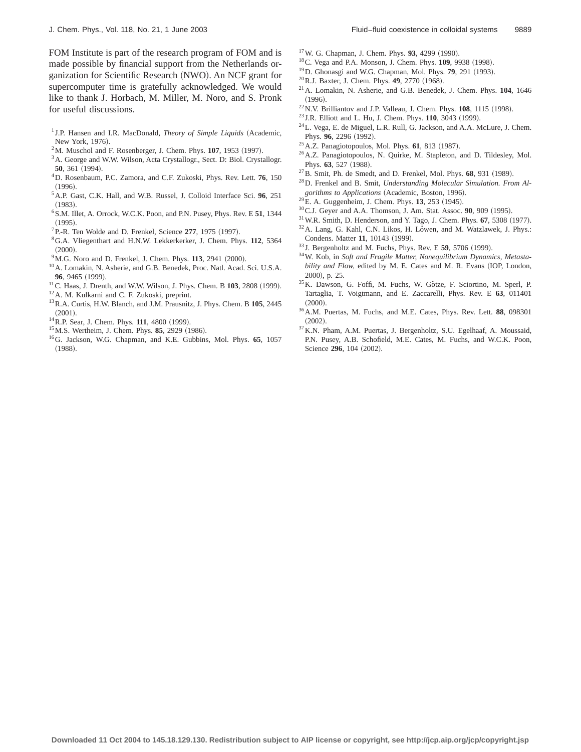FOM Institute is part of the research program of FOM and is made possible by financial support from the Netherlands organization for Scientific Research (NWO). An NCF grant for supercomputer time is gratefully acknowledged. We would like to thank J. Horbach, M. Miller, M. Noro, and S. Pronk for useful discussions.

[1] J.P. Hansen and I.R. MacDonald, *Theory of Simple Liquids* (Academic, New York, 1976).

[2] M. Muschol and F. Rosenberger, J. Chem. Phys. **107**, 1953 (1997).

[3] A. George and W.W. Wilson, Acta Crystallogr., Sect. D: Biol. Crystallogr. **50**, 361 (1994).

[4] D. Rosenbaum, P.C. Zamora, and C.F. Zukoski, Phys. Rev. Lett. **76**, 150 (1996).

[5] A.P. Gast, C.K. Hall, and W.B. Russel, J. Colloid Interface Sci. **96**, 251 (1983).

[6] S.M. Illet, A. Orrock, W.C.K. Poon, and P.N. Pusey, Phys. Rev. E **51**, 1344 (1995).

[7] P.-R. Ten Wolde and D. Frenkel, Science **277**, 1975 (1997).

[8] G.A. Vliegenthart and H.N.W. Lekkerkerker, J. Chem. Phys. **112**, 5364 (2000).

[9] M.G. Noro and D. Frenkel, J. Chem. Phys. **113**, 2941 (2000).

[10] A. Lomakin, N. Asherie, and G.B. Benedek, Proc. Natl. Acad. Sci. U.S.A. **96**, 9465 (1999).

[11] C. Haas, J. Drenth, and W.W. Wilson, J. Phys. Chem. B **103**, 2808 (1999).

[12] A. M. Kulkarni and C. F. Zukoski, preprint.

[13] R.A. Curtis, H.W. Blanch, and J.M. Prausnitz, J. Phys. Chem. B **105**, 2445 (2001).

[14] R.P. Sear, J. Chem. Phys. **111**, 4800 (1999).

[15] M.S. Wertheim, J. Chem. Phys. **85**, 2929 (1986).

[16] G. Jackson, W.G. Chapman, and K.E. Gubbins, Mol. Phys. **65**, 1057 (1988).

[17] W. G. Chapman, J. Chem. Phys. **93**, 4299 (1990).

[18] C. Vega and P.A. Monson, J. Chem. Phys. **109**, 9938 (1998).

[19] D. Ghonasgi and W.G. Chapman, Mol. Phys. **79**, 291 (1993).

[20] R.J. Baxter, J. Chem. Phys. **49**, 2770 (1968).

[21] A. Lomakin, N. Asherie, and G.B. Benedek, J. Chem. Phys. **104**, 1646 (1996).

[22] N.V. Brilliantov and J.P. Valleau, J. Chem. Phys. **108**, 1115 (1998).

[23] J.R. Elliott and L. Hu, J. Chem. Phys. **110**, 3043 (1999).

[24] L. Vega, E. de Miguel, L.R. Rull, G. Jackson, and A.A. McLure, J. Chem. Phys. **96**, 2296 (1992).

[25] A.Z. Panagiotopoulos, Mol. Phys. **61**, 813 (1987).

[26] A.Z. Panagiotopoulos, N. Quirke, M. Stapleton, and D. Tildesley, Mol. Phys. **63**, 527 (1988).

[27] B. Smit, Ph. de Smedt, and D. Frenkel, Mol. Phys. **68**, 931 (1989).

[28] D. Frenkel and B. Smit, *Understanding Molecular Simulation. From Algorithms to Applications* (Academic, Boston, 1996).

[29] E. A. Guggenheim, J. Chem. Phys. **13**, 253 (1945).

[30] C.J. Geyer and A.A. Thomson, J. Am. Stat. Assoc. **90**, 909 (1995).

[31] W.R. Smith, D. Henderson, and Y. Tago, J. Chem. Phys. **67**, 5308 (1977).

[32] A. Lang, G. Kahl, C.N. Likos, H. Löwen, and M. Watzlawek, J. Phys.: Condens. Matter **11**, 10143 (1999).

[33] J. Bergenholtz and M. Fuchs, Phys. Rev. E **59**, 5706 (1999).

[34] W. Kob, in *Soft and Fragile Matter, Nonequilibrium Dynamics, Metastability and Flow*, edited by M. E. Cates and M. R. Evans (IOP, London, 2000), p. 25.

[35] K. Dawson, G. Foffi, M. Fuchs, W. Götze, F. Sciortino, M. Sperl, P. Tartaglia, T. Voigtmann, and E. Zaccarelli, Phys. Rev. E **63**, 011401 (2000).

[36] A.M. Puertas, M. Fuchs, and M.E. Cates, Phys. Rev. Lett. **88**, 098301 (2002).

[37] K.N. Pham, A.M. Puertas, J. Bergenholtz, S.U. Egelhaaf, A. Moussaid, P.N. Pusey, A.B. Schofield, M.E. Cates, M. Fuchs, and W.C.K. Poon, Science **296**, 104 (2002).